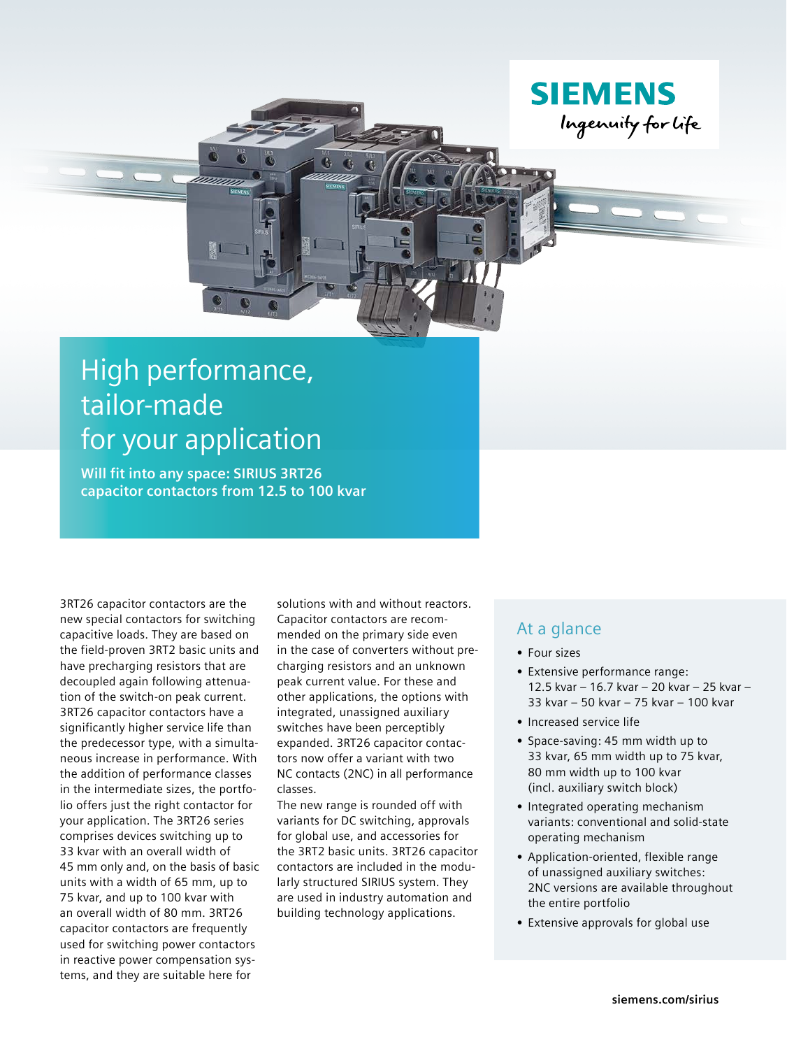SIEMENS

Ingenuity for life

# High performance, tailor-made for your application

**Will fit into any space: SIRIUS 3RT26 capacitor contactors from 12.5 to 100 kvar**

3RT26 capacitor contactors are the new special contactors for switching capacitive loads. They are based on the field-proven 3RT2 basic units and have precharging resistors that are decoupled again following attenuation of the switch-on peak current. 3RT26 capacitor contactors have a significantly higher service life than the predecessor type, with a simultaneous increase in performance. With the addition of performance classes in the intermediate sizes, the portfolio offers just the right contactor for your application. The 3RT26 series comprises devices switching up to 33 kvar with an overall width of 45 mm only and, on the basis of basic units with a width of 65 mm, up to 75 kvar, and up to 100 kvar with an overall width of 80 mm. 3RT26 capacitor contactors are frequently used for switching power contactors in reactive power compensation systems, and they are suitable here for solutions with and without reactors. Capacitor contactors are recommended on the primary side even in the case of converters without precharging resistors and an unknown peak current value. For these and other applications, the options with integrated, unassigned auxiliary switches have been perceptibly expanded. 3RT26 capacitor contactors now offer a variant with two NC contacts (2NC) in all performance classes.

The new range is rounded off with variants for DC switching, approvals for global use, and accessories for the 3RT2 basic units. 3RT26 capacitor contactors are included in the modularly structured SIRIUS system. They are used in industry automation and building technology applications.

## At a glance

- Four sizes
- Extensive performance range: 12.5 kvar – 16.7 kvar – 20 kvar – 25 kvar – 33 kvar – 50 kvar – 75 kvar – 100 kvar
- Increased service life
- Space-saving: 45 mm width up to 33 kvar, 65 mm width up to 75 kvar, 80 mm width up to 100 kvar (incl. auxiliary switch block)
- Integrated operating mechanism variants: conventional and solid-state operating mechanism
- Application-oriented, flexible range of unassigned auxiliary switches: 2NC versions are available throughout the entire portfolio
- Extensive approvals for global use

siemens.com/sirius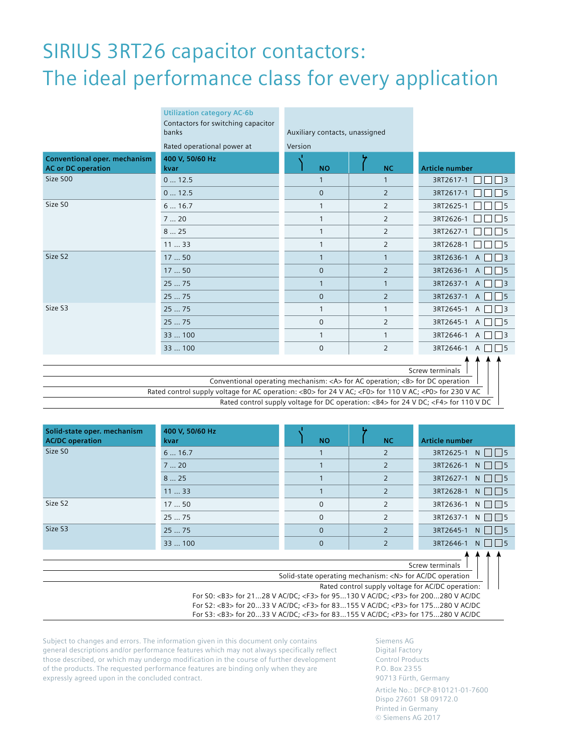# SIRIUS 3RT26 capacitor contactors: The ideal performance class for every application

| Conventional oper. mechanism AC or DC operation | Utilization category AC-6b Contactors for switching capacitor banks Rated operational power at 400 V, 50/60 Hz kvar | Auxiliary contacts, unassigned Version NO | NC | Article number |
|---|---|---|---|---|
| Size S00 | 0 ... 12.5 | 1 | 1 | 3RT2617-1 ☐☐☐3 |
| | 0 ... 12.5 | 0 | 2 | 3RT2617-1 ☐☐☐5 |
| Size S0 | 6 ... 16.7 | 1 | 2 | 3RT2625-1 ☐☐☐5 |
| | 7 ... 20 | 1 | 2 | 3RT2626-1 ☐☐☐5 |
| | 8 ... 25 | 1 | 2 | 3RT2627-1 ☐☐☐5 |
| | 11 ... 33 | 1 | 2 | 3RT2628-1 ☐☐☐5 |
| Size S2 | 17 ... 50 | 1 | 1 | 3RT2636-1 A ☐☐3 |
| | 17 ... 50 | 0 | 2 | 3RT2636-1 A ☐☐5 |
| | 25 ... 75 | 1 | 1 | 3RT2637-1 A ☐☐3 |
| | 25 ... 75 | 0 | 2 | 3RT2637-1 A ☐☐5 |
| Size S3 | 25 ... 75 | 1 | 1 | 3RT2645-1 A ☐☐3 |
| | 25 ... 75 | 0 | 2 | 3RT2645-1 A ☐☐5 |
| | 33 ... 100 | 1 | 1 | 3RT2646-1 A ☐☐3 |
| | 33 ... 100 | 0 | 2 | 3RT2646-1 A ☐☐5 |

Screw terminals

Conventional operating mechanism: <A> for AC operation; <B> for DC operation

Rated control supply voltage for AC operation: <B0> for 24 V AC; <F0> for 110 V AC; <P0> for 230 V AC

Rated control supply voltage for DC operation: <B4> for 24 V DC; <F4> for 110 V DC

| Solid-state oper. mechanism AC/DC operation | 400 V, 50/60 Hz kvar | NO | NC | Article number |
|---|---|---|---|---|
| Size S0 | 6 ... 16.7 | 1 | 2 | 3RT2625-1 N ☐☐5 |
| | 7 ... 20 | 1 | 2 | 3RT2626-1 N ☐☐5 |
| | 8 ... 25 | 1 | 2 | 3RT2627-1 N ☐☐5 |
| | 11 ... 33 | 1 | 2 | 3RT2628-1 N ☐☐5 |
| Size S2 | 17 ... 50 | 0 | 2 | 3RT2636-1 N ☐☐5 |
| | 25 ... 75 | 0 | 2 | 3RT2637-1 N ☐☐5 |
| Size S3 | 25 ... 75 | 0 | 2 | 3RT2645-1 N ☐☐5 |
| | 33 ... 100 | 0 | 2 | 3RT2646-1 N ☐☐5 |

Screw terminals

Solid-state operating mechanism: <N> for AC/DC operation

Rated control supply voltage for AC/DC operation:
For S0: <B3> for 21...28 V AC/DC; <F3> for 95...130 V AC/DC; <P3> for 200...280 V AC/DC
For S2: <B3> for 20...33 V AC/DC; <F3> for 83...155 V AC/DC; <P3> for 175...280 V AC/DC
For S3: <B3> for 20...33 V AC/DC; <F3> for 83...155 V AC/DC; <P3> for 175...280 V AC/DC

Subject to changes and errors. The information given in this document only contains general descriptions and/or performance features which may not always specifically reflect those described, or which may undergo modification in the course of further development of the products. The requested performance features are binding only when they are expressly agreed upon in the concluded contract.

Siemens AG
Digital Factory
Control Products
P.O. Box 23 55
90713 Fürth, Germany

Article No.: DFCP-B10121-01-7600
Dispo 27601 SB 09172.0
Printed in Germany
© Siemens AG 2017